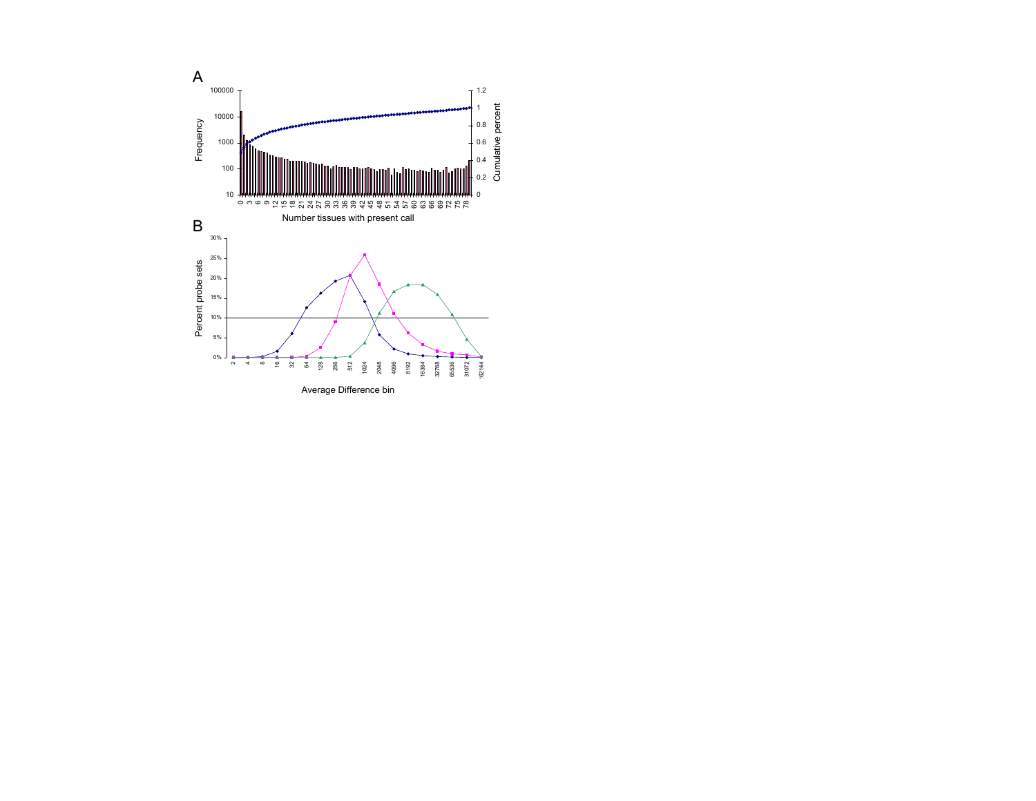A

B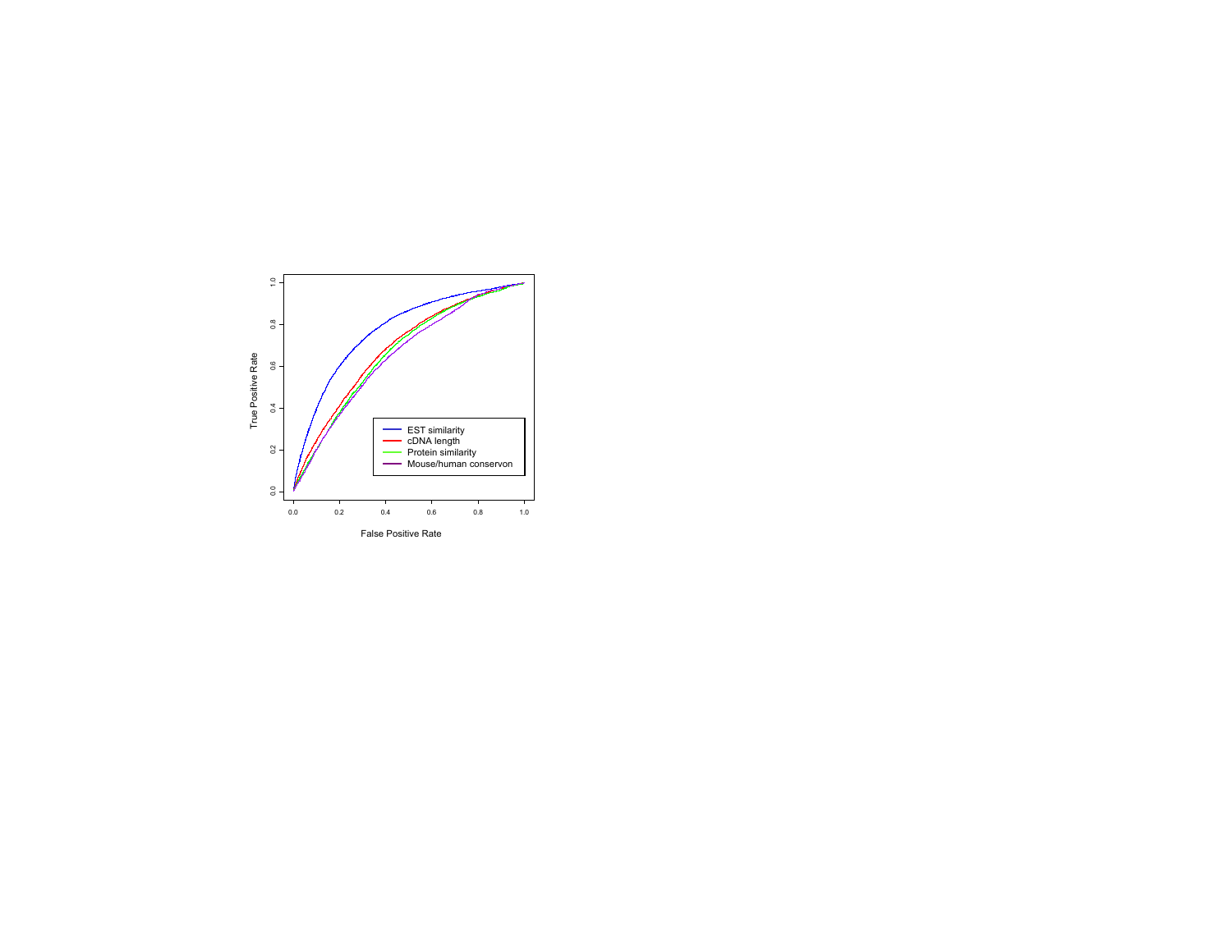True Positive Rate

False Positive Rate

- EST similarity
- cDNA length
- Protein similarity
- Mouse/human conservon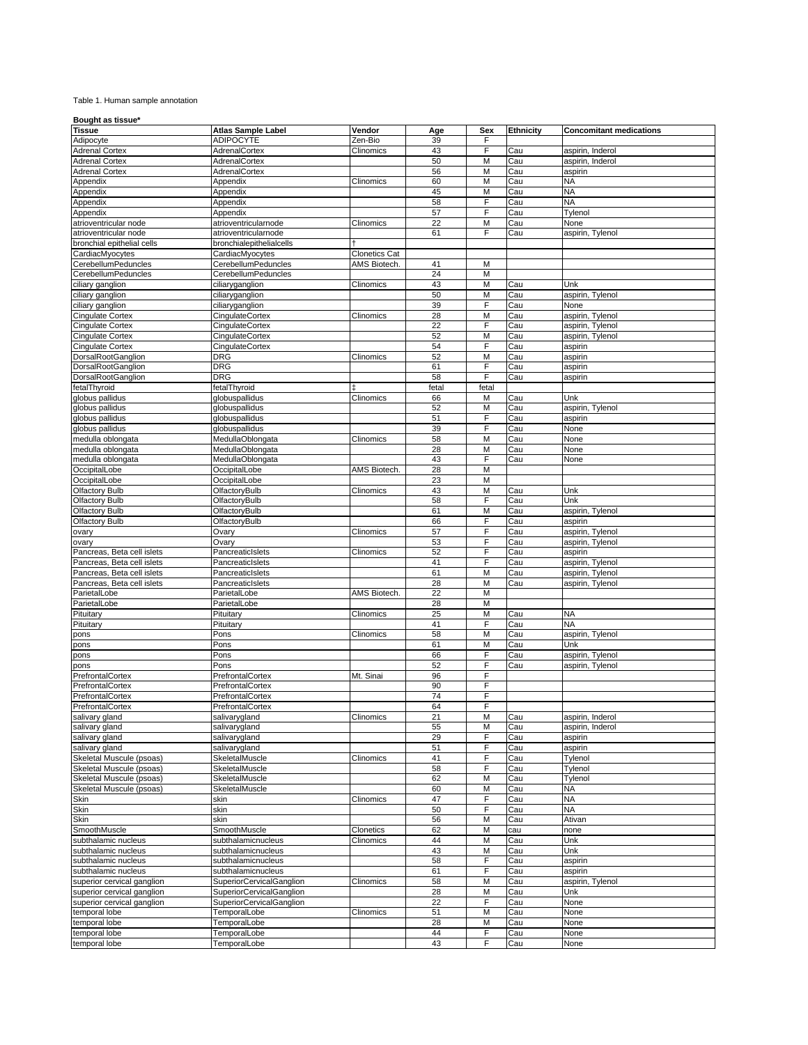Table 1. Human sample annotation

**Bought as tissue***

| Tissue | Atlas Sample Label | Vendor | Age | Sex | Ethnicity | Concomitant medications |
|---|---|---|---|---|---|---|
| Adipocyte | ADIPOCYTE | Zen-Bio | 39 | F | | |
| Adrenal Cortex | AdrenalCortex | Clinomics | 43 | F | Cau | aspirin, Inderol |
| Adrenal Cortex | AdrenalCortex | | 50 | M | Cau | aspirin, Inderol |
| Adrenal Cortex | AdrenalCortex | | 56 | M | Cau | aspirin |
| Appendix | Appendix | Clinomics | 60 | M | Cau | NA |
| Appendix | Appendix | | 45 | M | Cau | NA |
| Appendix | Appendix | | 58 | F | Cau | NA |
| Appendix | Appendix | | 57 | F | Cau | Tylenol |
| atrioventricular node | atrioventricularnode | Clinomics | 22 | M | Cau | None |
| atrioventricular node | atrioventricularnode | | 61 | F | Cau | aspirin, Tylenol |
| bronchial epithelial cells | bronchialepithelialcells | † | | | | |
| CardiacMyocytes | CardiacMyocytes | Clonetics Cat | | | | |
| CerebellumPeduncles | CerebellumPeduncles | AMS Biotech. | 41 | M | | |
| CerebellumPeduncles | CerebellumPeduncles | | 24 | M | | |
| ciliary ganglion | ciliaryganglion | Clinomics | 43 | M | Cau | Unk |
| ciliary ganglion | ciliaryganglion | | 50 | M | Cau | aspirin, Tylenol |
| ciliary ganglion | ciliaryganglion | | 39 | F | Cau | None |
| Cingulate Cortex | CingulateCortex | Clinomics | 28 | M | Cau | aspirin, Tylenol |
| Cingulate Cortex | CingulateCortex | | 22 | F | Cau | aspirin, Tylenol |
| Cingulate Cortex | CingulateCortex | | 52 | M | Cau | aspirin, Tylenol |
| Cingulate Cortex | CingulateCortex | | 54 | F | Cau | aspirin |
| DorsalRootGanglion | DRG | Clinomics | 52 | M | Cau | aspirin |
| DorsalRootGanglion | DRG | | 61 | F | Cau | aspirin |
| DorsalRootGanglion | DRG | | 58 | F | Cau | aspirin |
| fetalThyroid | fetalThyroid | ‡ | fetal | fetal | | |
| globus pallidus | globuspallidus | Clinomics | 66 | M | Cau | Unk |
| globus pallidus | globuspallidus | | 52 | M | Cau | aspirin, Tylenol |
| globus pallidus | globuspallidus | | 51 | F | Cau | aspirin |
| globus pallidus | globuspallidus | | 39 | F | Cau | None |
| medulla oblongata | MedullaOblongata | Clinomics | 58 | M | Cau | None |
| medulla oblongata | MedullaOblongata | | 28 | M | Cau | None |
| medulla oblongata | MedullaOblongata | | 43 | F | Cau | None |
| OccipitalLobe | OccipitalLobe | AMS Biotech. | 28 | M | | |
| OccipitalLobe | OccipitalLobe | | 23 | M | | |
| Olfactory Bulb | OlfactoryBulb | Clinomics | 43 | M | Cau | Unk |
| Olfactory Bulb | OlfactoryBulb | | 58 | F | Cau | Unk |
| Olfactory Bulb | OlfactoryBulb | | 61 | M | Cau | aspirin, Tylenol |
| Olfactory Bulb | OlfactoryBulb | | 66 | F | Cau | aspirin |
| ovary | Ovary | Clinomics | 57 | F | Cau | aspirin, Tylenol |
| ovary | Ovary | | 53 | F | Cau | aspirin, Tylenol |
| Pancreas, Beta cell islets | PancreaticIslets | Clinomics | 52 | F | Cau | aspirin |
| Pancreas, Beta cell islets | PancreaticIslets | | 41 | F | Cau | aspirin, Tylenol |
| Pancreas, Beta cell islets | PancreaticIslets | | 61 | M | Cau | aspirin, Tylenol |
| Pancreas, Beta cell islets | PancreaticIslets | | 28 | M | Cau | aspirin, Tylenol |
| ParietalLobe | ParietalLobe | AMS Biotech. | 22 | M | | |
| ParietalLobe | ParietalLobe | | 28 | M | | |
| Pituitary | Pituitary | Clinomics | 25 | M | Cau | NA |
| Pituitary | Pituitary | | 41 | F | Cau | NA |
| pons | Pons | Clinomics | 58 | M | Cau | aspirin, Tylenol |
| pons | Pons | | 61 | M | Cau | Unk |
| pons | Pons | | 66 | F | Cau | aspirin, Tylenol |
| pons | Pons | | 52 | F | Cau | aspirin, Tylenol |
| PrefrontalCortex | PrefrontalCortex | Mt. Sinai | 96 | F | | |
| PrefrontalCortex | PrefrontalCortex | | 90 | F | | |
| PrefrontalCortex | PrefrontalCortex | | 74 | F | | |
| PrefrontalCortex | PrefrontalCortex | | 64 | F | | |
| salivary gland | salivarygland | Clinomics | 21 | M | Cau | aspirin, Inderol |
| salivary gland | salivarygland | | 55 | M | Cau | aspirin, Inderol |
| salivary gland | salivarygland | | 29 | F | Cau | aspirin |
| salivary gland | salivarygland | | 51 | F | Cau | aspirin |
| Skeletal Muscule (psoas) | SkeletalMuscle | Clinomics | 41 | F | Cau | Tylenol |
| Skeletal Muscule (psoas) | SkeletalMuscle | | 58 | F | Cau | Tylenol |
| Skeletal Muscule (psoas) | SkeletalMuscle | | 62 | M | Cau | Tylenol |
| Skeletal Muscule (psoas) | SkeletalMuscle | | 60 | M | Cau | NA |
| Skin | skin | Clinomics | 47 | F | Cau | NA |
| Skin | skin | | 50 | F | Cau | NA |
| Skin | skin | | 56 | M | Cau | Ativan |
| SmoothMuscle | SmoothMuscle | Clonetics | 62 | M | cau | none |
| subthalamic nucleus | subthalamicnucleus | Clinomics | 44 | M | Cau | Unk |
| subthalamic nucleus | subthalamicnucleus | | 43 | M | Cau | Unk |
| subthalamic nucleus | subthalamicnucleus | | 58 | F | Cau | aspirin |
| subthalamic nucleus | subthalamicnucleus | | 61 | F | Cau | aspirin |
| superior cervical ganglion | SuperiorCervicalGanglion | Clinomics | 58 | M | Cau | aspirin, Tylenol |
| superior cervical ganglion | SuperiorCervicalGanglion | | 28 | M | Cau | Unk |
| superior cervical ganglion | SuperiorCervicalGanglion | | 22 | F | Cau | None |
| temporal lobe | TemporalLobe | Clinomics | 51 | M | Cau | None |
| temporal lobe | TemporalLobe | | 28 | M | Cau | None |
| temporal lobe | TemporalLobe | | 44 | F | Cau | None |
| temporal lobe | TemporalLobe | | 43 | F | Cau | None |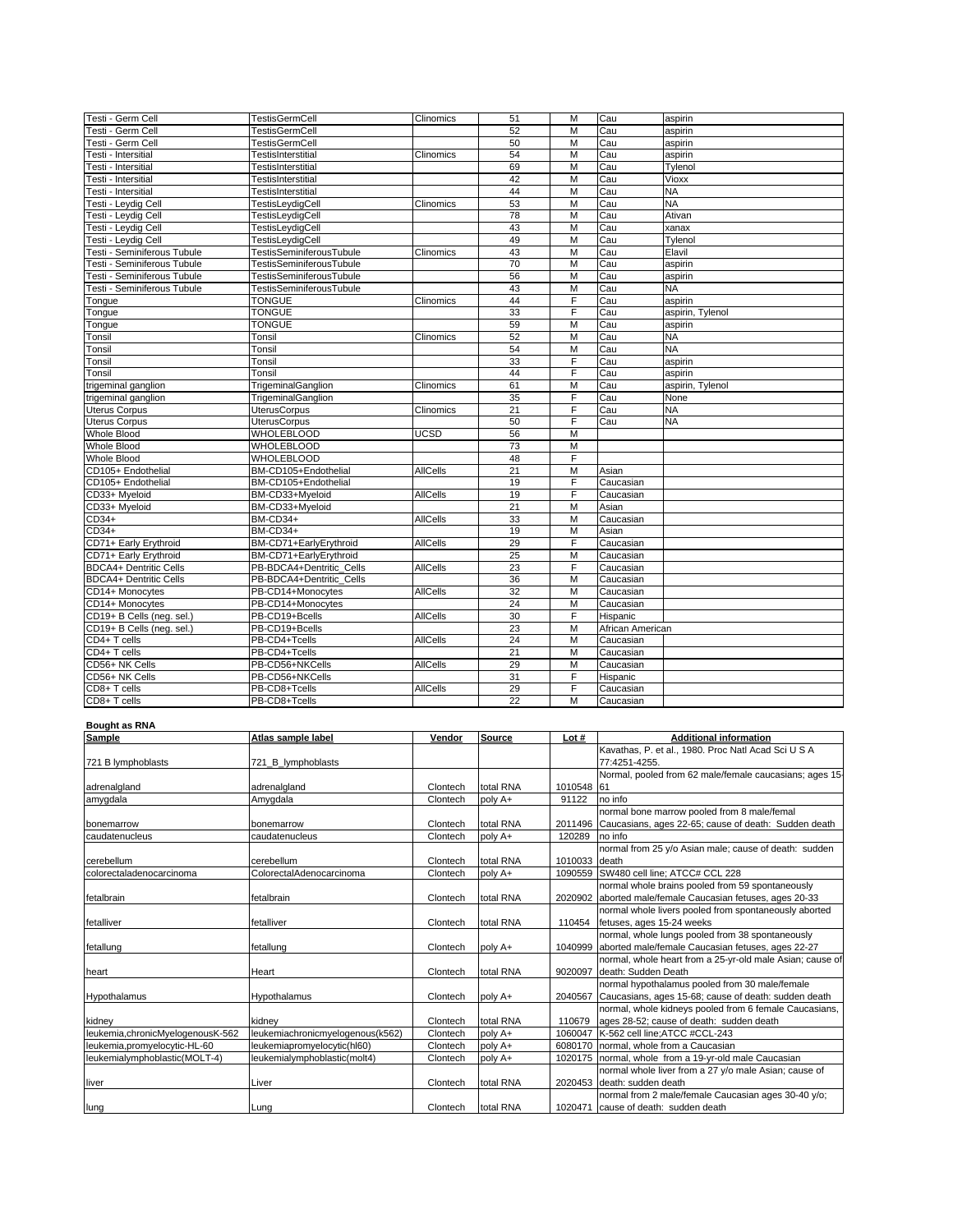| | | | | | | |
|---|---|---|---|---|---|---|
| Testi - Germ Cell | TestisGermCell | Clinomics | 51 | M | Cau | aspirin |
| Testi - Germ Cell | TestisGermCell | | 52 | M | Cau | aspirin |
| Testi - Germ Cell | TestisGermCell | | 50 | M | Cau | aspirin |
| Testi - Intersitial | TestisInterstitial | Clinomics | 54 | M | Cau | aspirin |
| Testi - Intersitial | TestisInterstitial | | 69 | M | Cau | Tylenol |
| Testi - Intersitial | TestisInterstitial | | 42 | M | Cau | Vioxx |
| Testi - Intersitial | TestisInterstitial | | 44 | M | Cau | NA |
| Testi - Leydig Cell | TestisLeydigCell | Clinomics | 53 | M | Cau | NA |
| Testi - Leydig Cell | TestisLeydigCell | | 78 | M | Cau | Ativan |
| Testi - Leydig Cell | TestisLeydigCell | | 43 | M | Cau | xanax |
| Testi - Leydig Cell | TestisLeydigCell | | 49 | M | Cau | Tylenol |
| Testi - Seminiferous Tubule | TestisSeminiferousTubule | Clinomics | 43 | M | Cau | Elavil |
| Testi - Seminiferous Tubule | TestisSeminiferousTubule | | 70 | M | Cau | aspirin |
| Testi - Seminiferous Tubule | TestisSeminiferousTubule | | 56 | M | Cau | aspirin |
| Testi - Seminiferous Tubule | TestisSeminiferousTubule | | 43 | M | Cau | NA |
| Tongue | TONGUE | Clinomics | 44 | F | Cau | aspirin |
| Tongue | TONGUE | | 33 | F | Cau | aspirin, Tylenol |
| Tongue | TONGUE | | 59 | M | Cau | aspirin |
| Tonsil | Tonsil | Clinomics | 52 | M | Cau | NA |
| Tonsil | Tonsil | | 54 | M | Cau | NA |
| Tonsil | Tonsil | | 33 | F | Cau | aspirin |
| Tonsil | Tonsil | | 44 | F | Cau | aspirin |
| trigeminal ganglion | TrigeminalGanglion | Clinomics | 61 | M | Cau | aspirin, Tylenol |
| trigeminal ganglion | TrigeminalGanglion | | 35 | F | Cau | None |
| Uterus Corpus | UterusCorpus | Clinomics | 21 | F | Cau | NA |
| Uterus Corpus | UterusCorpus | | 50 | F | Cau | NA |
| Whole Blood | WHOLEBLOOD | UCSD | 56 | M | | |
| Whole Blood | WHOLEBLOOD | | 73 | M | | |
| Whole Blood | WHOLEBLOOD | | 48 | F | | |
| CD105+ Endothelial | BM-CD105+Endothelial | AllCells | 21 | M | Asian | |
| CD105+ Endothelial | BM-CD105+Endothelial | | 19 | F | Caucasian | |
| CD33+ Myeloid | BM-CD33+Myeloid | AllCells | 19 | F | Caucasian | |
| CD33+ Myeloid | BM-CD33+Myeloid | | 21 | M | Asian | |
| CD34+ | BM-CD34+ | AllCells | 33 | M | Caucasian | |
| CD34+ | BM-CD34+ | | 19 | M | Asian | |
| CD71+ Early Erythroid | BM-CD71+EarlyErythroid | AllCells | 29 | F | Caucasian | |
| CD71+ Early Erythroid | BM-CD71+EarlyErythroid | | 25 | M | Caucasian | |
| BDCA4+ Dentritic Cells | PB-BDCA4+Dentritic_Cells | AllCells | 23 | F | Caucasian | |
| BDCA4+ Dentritic Cells | PB-BDCA4+Dentritic_Cells | | 36 | M | Caucasian | |
| CD14+ Monocytes | PB-CD14+Monocytes | AllCells | 32 | M | Caucasian | |
| CD14+ Monocytes | PB-CD14+Monocytes | | 24 | M | Caucasian | |
| CD19+ B Cells (neg. sel.) | PB-CD19+Bcells | AllCells | 30 | F | Hispanic | |
| CD19+ B Cells (neg. sel.) | PB-CD19+Bcells | | 23 | M | African American | |
| CD4+ T cells | PB-CD4+Tcells | AllCells | 24 | M | Caucasian | |
| CD4+ T cells | PB-CD4+Tcells | | 21 | M | Caucasian | |
| CD56+ NK Cells | PB-CD56+NKCells | AllCells | 29 | M | Caucasian | |
| CD56+ NK Cells | PB-CD56+NKCells | | 31 | F | Hispanic | |
| CD8+ T cells | PB-CD8+Tcells | AllCells | 29 | F | Caucasian | |
| CD8+ T cells | PB-CD8+Tcells | | 22 | M | Caucasian | |

**Bought as RNA**

| Sample | Atlas sample label | Vendor | Source | Lot # | Additional information |
|---|---|---|---|---|---|
| 721 B lymphoblasts | 721_B_lymphoblasts | | | | Kavathas, P. et al., 1980. Proc Natl Acad Sci U S A 77:4251-4255. |
| adrenalgland | adrenalgland | Clontech | total RNA | 1010548 | Normal, pooled from 62 male/female caucasians; ages 15-61 |
| amygdala | Amygdala | Clontech | poly A+ | 91122 | no info |
| bonemarrow | bonemarrow | Clontech | total RNA | 2011496 | normal bone marrow pooled from 8 male/femal Caucasians, ages 22-65; cause of death: Sudden death |
| caudatenucleus | caudatenucleus | Clontech | poly A+ | 120289 | no info |
| cerebellum | cerebellum | Clontech | total RNA | 1010033 | normal from 25 y/o Asian male; cause of death: sudden death |
| colorectaladenocarcinoma | ColorectalAdenocarcinoma | Clontech | poly A+ | 1090559 | SW480 cell line; ATCC# CCL 228 |
| fetalbrain | fetalbrain | Clontech | total RNA | 2020902 | normal whole brains pooled from 59 spontaneously aborted male/female Caucasian fetuses, ages 20-33 |
| fetalliver | fetalliver | Clontech | total RNA | 110454 | normal whole livers pooled from spontaneously aborted fetuses, ages 15-24 weeks |
| fetallung | fetallung | Clontech | poly A+ | 1040999 | normal, whole lungs pooled from 38 spontaneously aborted male/female Caucasian fetuses, ages 22-27 |
| heart | Heart | Clontech | total RNA | 9020097 | normal, whole heart from a 25-yr-old male Asian; cause of death: Sudden Death |
| Hypothalamus | Hypothalamus | Clontech | poly A+ | 2040567 | normal hypothalamus pooled from 30 male/female Caucasians, ages 15-68; cause of death: sudden death |
| kidney | kidney | Clontech | total RNA | 110679 | normal, whole kidneys pooled from 6 female Caucasians, ages 28-52; cause of death: sudden death |
| leukemia,chronicMyelogenousK-562 | leukemiachronicmyelogenous(k562) | Clontech | poly A+ | 1060047 | K-562 cell line;ATCC #CCL-243 |
| leukemia,promyelocytic-HL-60 | leukemiapromyelocytic(hl60) | Clontech | poly A+ | 6080170 | normal, whole from a Caucasian |
| leukemialymphoblastic(MOLT-4) | leukemialymphoblastic(molt4) | Clontech | poly A+ | 1020175 | normal, whole from a 19-yr-old male Caucasian |
| liver | Liver | Clontech | total RNA | 2020453 | normal whole liver from a 27 y/o male Asian; cause of death: sudden death |
| lung | Lung | Clontech | total RNA | 1020471 | normal from 2 male/female Caucasian ages 30-40 y/o; cause of death: sudden death |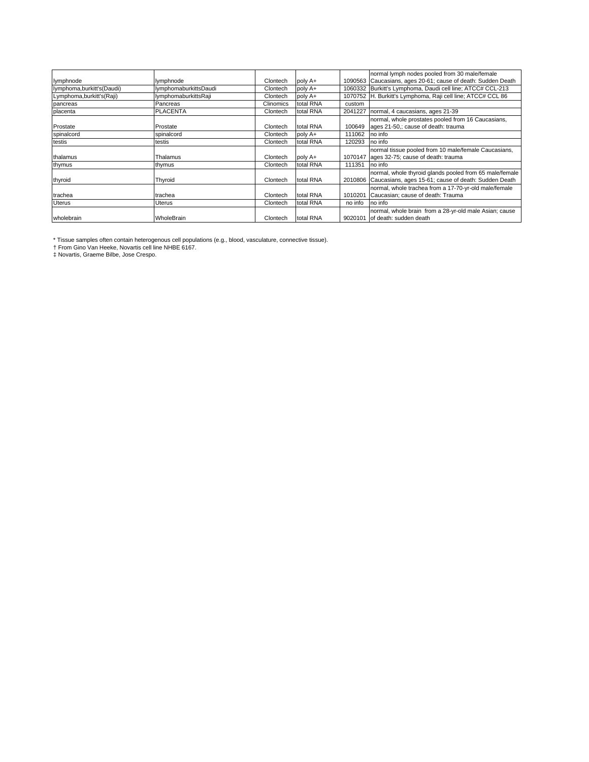| | | | | | |
|---|---|---|---|---|---|
| lymphnode | lymphnode | Clontech | poly A+ | 1090563 | normal lymph nodes pooled from 30 male/female Caucasians, ages 20-61; cause of death: Sudden Death |
| lymphoma,burkitt's(Daudi) | lymphomaburkittsDaudi | Clontech | poly A+ | 1060332 | Burkitt's Lymphoma, Daudi cell line; ATCC# CCL-213 |
| Lymphoma,burkitt's(Raji) | lymphomaburkittsRaji | Clontech | poly A+ | 1070752 | H. Burkitt's Lymphoma, Raji cell line; ATCC# CCL 86 |
| pancreas | Pancreas | Clinomics | total RNA | custom | |
| placenta | PLACENTA | Clontech | total RNA | 2041227 | normal, 4 caucasians, ages 21-39 |
| Prostate | Prostate | Clontech | total RNA | 100649 | normal, whole prostates pooled from 16 Caucasians, ages 21-50,; cause of death: trauma |
| spinalcord | spinalcord | Clontech | poly A+ | 111062 | no info |
| testis | testis | Clontech | total RNA | 120293 | no info |
| thalamus | Thalamus | Clontech | poly A+ | 1070147 | normal tissue pooled from 10 male/female Caucasians, ages 32-75; cause of death: trauma |
| thymus | thymus | Clontech | total RNA | 111351 | no info |
| thyroid | Thyroid | Clontech | total RNA | 2010806 | normal, whole thyroid glands pooled from 65 male/female Caucasians, ages 15-61; cause of death: Sudden Death |
| trachea | trachea | Clontech | total RNA | 1010201 | normal, whole trachea from a 17-70-yr-old male/female Caucasian; cause of death: Trauma |
| Uterus | Uterus | Clontech | total RNA | no info | no info |
| wholebrain | WholeBrain | Clontech | total RNA | 9020101 | normal, whole brain from a 28-yr-old male Asian; cause of death: sudden death |

* Tissue samples often contain heterogenous cell populations (e.g., blood, vasculature, connective tissue).

† From Gino Van Heeke, Novartis cell line NHBE 6167.

‡ Novartis, Graeme Bilbe, Jose Crespo.